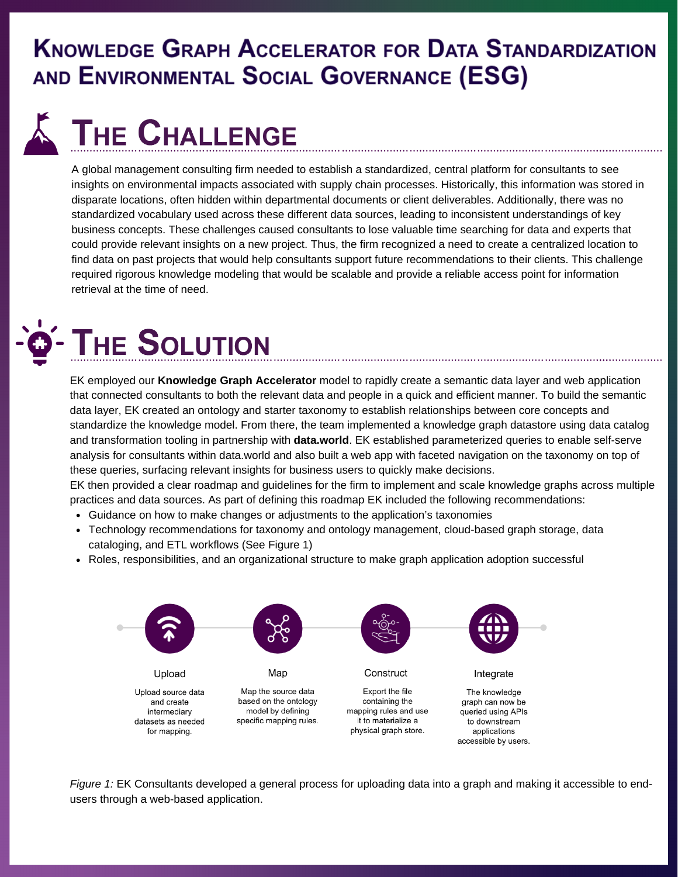# Knowledge Graph Accelerator for Data Standardization and Environmental Social Governance (ESG)

## The Challenge

A global management consulting firm needed to establish a standardized, central platform for consultants to see insights on environmental impacts associated with supply chain processes. Historically, this information was stored in disparate locations, often hidden within departmental documents or client deliverables. Additionally, there was no standardized vocabulary used across these different data sources, leading to inconsistent understandings of key business concepts. These challenges caused consultants to lose valuable time searching for data and experts that could provide relevant insights on a new project. Thus, the firm recognized a need to create a centralized location to find data on past projects that would help consultants support future recommendations to their clients. This challenge required rigorous knowledge modeling that would be scalable and provide a reliable access point for information retrieval at the time of need.

## The Solution

EK employed our **Knowledge Graph Accelerator** model to rapidly create a semantic data layer and web application that connected consultants to both the relevant data and people in a quick and efficient manner. To build the semantic data layer, EK created an ontology and starter taxonomy to establish relationships between core concepts and standardize the knowledge model. From there, the team implemented a knowledge graph datastore using data catalog and transformation tooling in partnership with **data.world**. EK established parameterized queries to enable self-serve analysis for consultants within data.world and also built a web app with faceted navigation on the taxonomy on top of these queries, surfacing relevant insights for business users to quickly make decisions.

EK then provided a clear roadmap and guidelines for the firm to implement and scale knowledge graphs across multiple practices and data sources. As part of defining this roadmap EK included the following recommendations:

- Guidance on how to make changes or adjustments to the application's taxonomies
- Technology recommendations for taxonomy and ontology management, cloud-based graph storage, data cataloging, and ETL workflows (See Figure 1)
- Roles, responsibilities, and an organizational structure to make graph application adoption successful

**Upload**
Upload source data and create intermediary datasets as needed for mapping.

**Map**
Map the source data based on the ontology model by defining specific mapping rules.

**Construct**
Export the file containing the mapping rules and use it to materialize a physical graph store.

**Integrate**
The knowledge graph can now be queried using APIs to downstream applications accessible by users.

*Figure 1:* EK Consultants developed a general process for uploading data into a graph and making it accessible to end-users through a web-based application.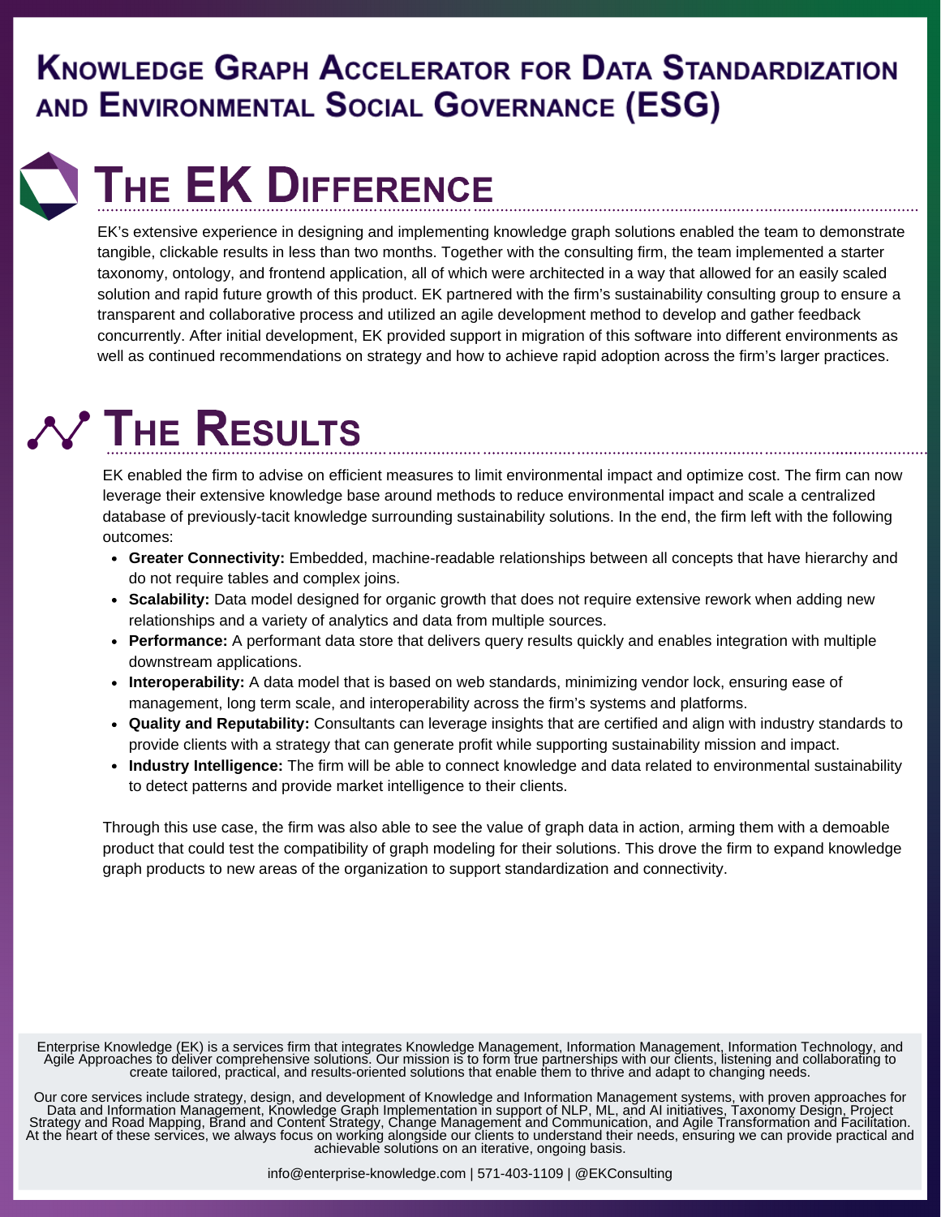# Knowledge Graph Accelerator for Data Standardization and Environmental Social Governance (ESG)

## The EK Difference

EK's extensive experience in designing and implementing knowledge graph solutions enabled the team to demonstrate tangible, clickable results in less than two months. Together with the consulting firm, the team implemented a starter taxonomy, ontology, and frontend application, all of which were architected in a way that allowed for an easily scaled solution and rapid future growth of this product. EK partnered with the firm's sustainability consulting group to ensure a transparent and collaborative process and utilized an agile development method to develop and gather feedback concurrently. After initial development, EK provided support in migration of this software into different environments as well as continued recommendations on strategy and how to achieve rapid adoption across the firm's larger practices.

## The Results

EK enabled the firm to advise on efficient measures to limit environmental impact and optimize cost. The firm can now leverage their extensive knowledge base around methods to reduce environmental impact and scale a centralized database of previously-tacit knowledge surrounding sustainability solutions. In the end, the firm left with the following outcomes:

- **Greater Connectivity:** Embedded, machine-readable relationships between all concepts that have hierarchy and do not require tables and complex joins.
- **Scalability:** Data model designed for organic growth that does not require extensive rework when adding new relationships and a variety of analytics and data from multiple sources.
- **Performance:** A performant data store that delivers query results quickly and enables integration with multiple downstream applications.
- **Interoperability:** A data model that is based on web standards, minimizing vendor lock, ensuring ease of management, long term scale, and interoperability across the firm's systems and platforms.
- **Quality and Reputability:** Consultants can leverage insights that are certified and align with industry standards to provide clients with a strategy that can generate profit while supporting sustainability mission and impact.
- **Industry Intelligence:** The firm will be able to connect knowledge and data related to environmental sustainability to detect patterns and provide market intelligence to their clients.

Through this use case, the firm was also able to see the value of graph data in action, arming them with a demoable product that could test the compatibility of graph modeling for their solutions. This drove the firm to expand knowledge graph products to new areas of the organization to support standardization and connectivity.

Enterprise Knowledge (EK) is a services firm that integrates Knowledge Management, Information Management, Information Technology, and Agile Approaches to deliver comprehensive solutions. Our mission is to form true partnerships with our clients, listening and collaborating to create tailored, practical, and results-oriented solutions that enable them to thrive and adapt to changing needs.

Our core services include strategy, design, and development of Knowledge and Information Management systems, with proven approaches for Data and Information Management, Knowledge Graph Implementation in support of NLP, ML, and AI initiatives, Taxonomy Design, Project Strategy and Road Mapping, Brand and Content Strategy, Change Management and Communication, and Agile Transformation and Facilitation. At the heart of these services, we always focus on working alongside our clients to understand their needs, ensuring we can provide practical and achievable solutions on an iterative, ongoing basis.

info@enterprise-knowledge.com | 571-403-1109 | @EKConsulting